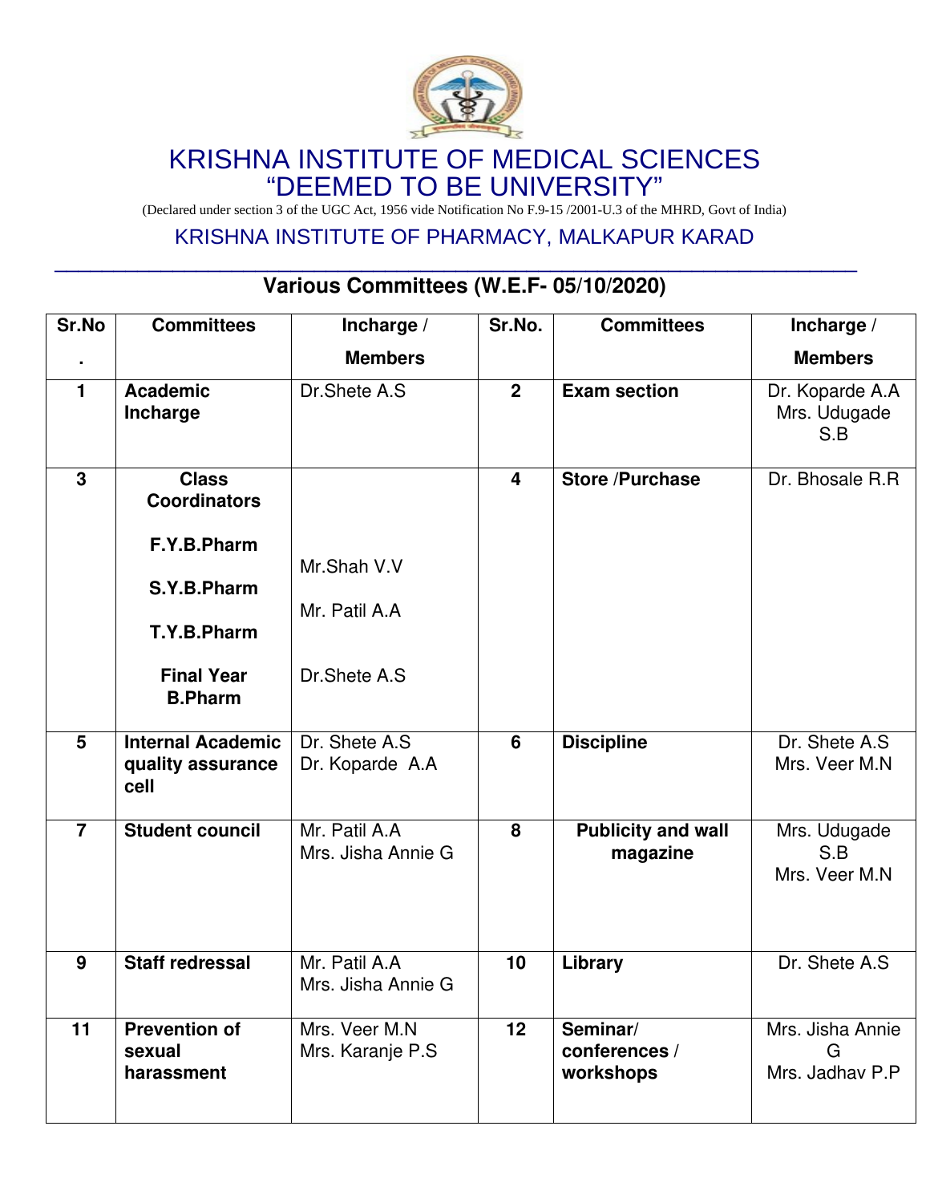# KRISHNA INSTITUTE OF MEDICAL SCIENCES
# "DEEMED TO BE UNIVERSITY"

(Declared under section 3 of the UGC Act, 1956 vide Notification No F.9-15 /2001-U.3 of the MHRD, Govt of India)

## KRISHNA INSTITUTE OF PHARMACY, MALKAPUR KARAD

## Various Committees (W.E.F- 05/10/2020)

| Sr.No. | Committees | Incharge / Members | Sr.No. | Committees | Incharge / Members |
|---|---|---|---|---|---|
| **1** | **Academic Incharge** | Dr.Shete A.S | **2** | **Exam section** | Dr. Koparde A.A<br>Mrs. Udugade S.B |
| **3** | **Class Coordinators**<br>**F.Y.B.Pharm**<br>**S.Y.B.Pharm**<br>**T.Y.B.Pharm**<br>**Final Year B.Pharm** | <br>Mr.Shah V.V<br>Mr. Patil A.A<br><br>Dr.Shete A.S | **4** | **Store /Purchase** | Dr. Bhosale R.R |
| **5** | **Internal Academic quality assurance cell** | Dr. Shete A.S<br>Dr. Koparde A.A | **6** | **Discipline** | Dr. Shete A.S<br>Mrs. Veer M.N |
| **7** | **Student council** | Mr. Patil A.A<br>Mrs. Jisha Annie G | **8** | **Publicity and wall magazine** | Mrs. Udugade S.B<br>Mrs. Veer M.N |
| **9** | **Staff redressal** | Mr. Patil A.A<br>Mrs. Jisha Annie G | **10** | **Library** | Dr. Shete A.S |
| **11** | **Prevention of sexual harassment** | Mrs. Veer M.N<br>Mrs. Karanje P.S | **12** | **Seminar/ conferences / workshops** | Mrs. Jisha Annie G<br>Mrs. Jadhav P.P |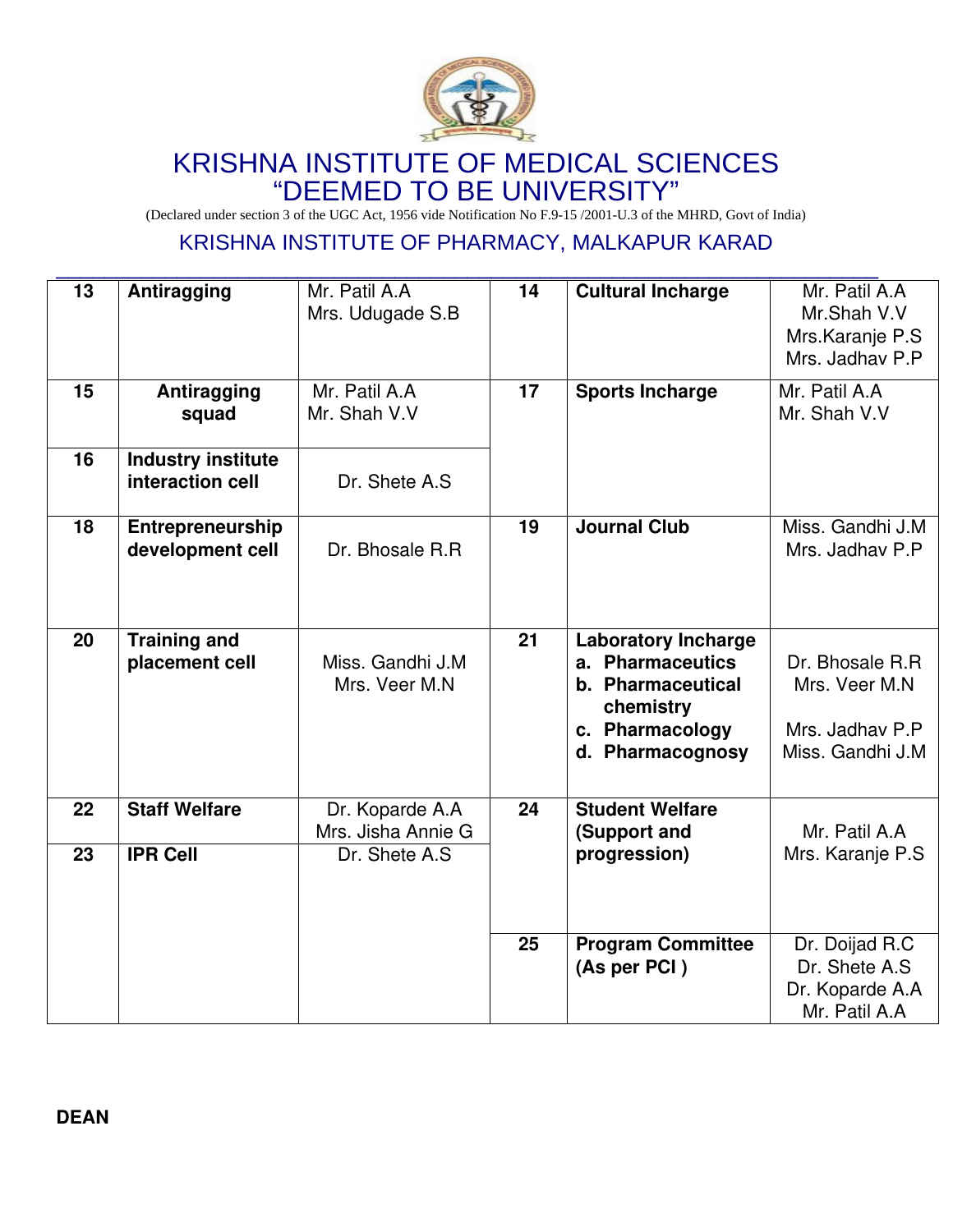# KRISHNA INSTITUTE OF MEDICAL SCIENCES
# "DEEMED TO BE UNIVERSITY"

(Declared under section 3 of the UGC Act, 1956 vide Notification No F.9-15 /2001-U.3 of the MHRD, Govt of India)

## KRISHNA INSTITUTE OF PHARMACY, MALKAPUR KARAD

| | | | | | |
|---|---|---|---|---|---|
| 13 | **Antiragging** | Mr. Patil A.A<br>Mrs. Udugade S.B | 14 | **Cultural Incharge** | Mr. Patil A.A<br>Mr.Shah V.V<br>Mrs.Karanje P.S<br>Mrs. Jadhav P.P |
| 15 | **Antiragging squad** | Mr. Patil A.A<br>Mr. Shah V.V | 17 | **Sports Incharge** | Mr. Patil A.A<br>Mr. Shah V.V |
| 16 | **Industry institute interaction cell** | Dr. Shete A.S | | | |
| 18 | **Entrepreneurship development cell** | Dr. Bhosale R.R | 19 | **Journal Club** | Miss. Gandhi J.M<br>Mrs. Jadhav P.P |
| 20 | **Training and placement cell** | Miss. Gandhi J.M<br>Mrs. Veer M.N | 21 | **Laboratory Incharge**<br>**a. Pharmaceutics**<br>**b. Pharmaceutical chemistry**<br>**c. Pharmacology**<br>**d. Pharmacognosy** | Dr. Bhosale R.R<br>Mrs. Veer M.N<br>Mrs. Jadhav P.P<br>Miss. Gandhi J.M |
| 22 | **Staff Welfare** | Dr. Koparde A.A<br>Mrs. Jisha Annie G | 24 | **Student Welfare (Support and progression)** | Mr. Patil A.A<br>Mrs. Karanje P.S |
| 23 | **IPR Cell** | Dr. Shete A.S | | | |
| | | | 25 | **Program Committee (As per PCI )** | Dr. Doijad R.C<br>Dr. Shete A.S<br>Dr. Koparde A.A<br>Mr. Patil A.A |

**DEAN**